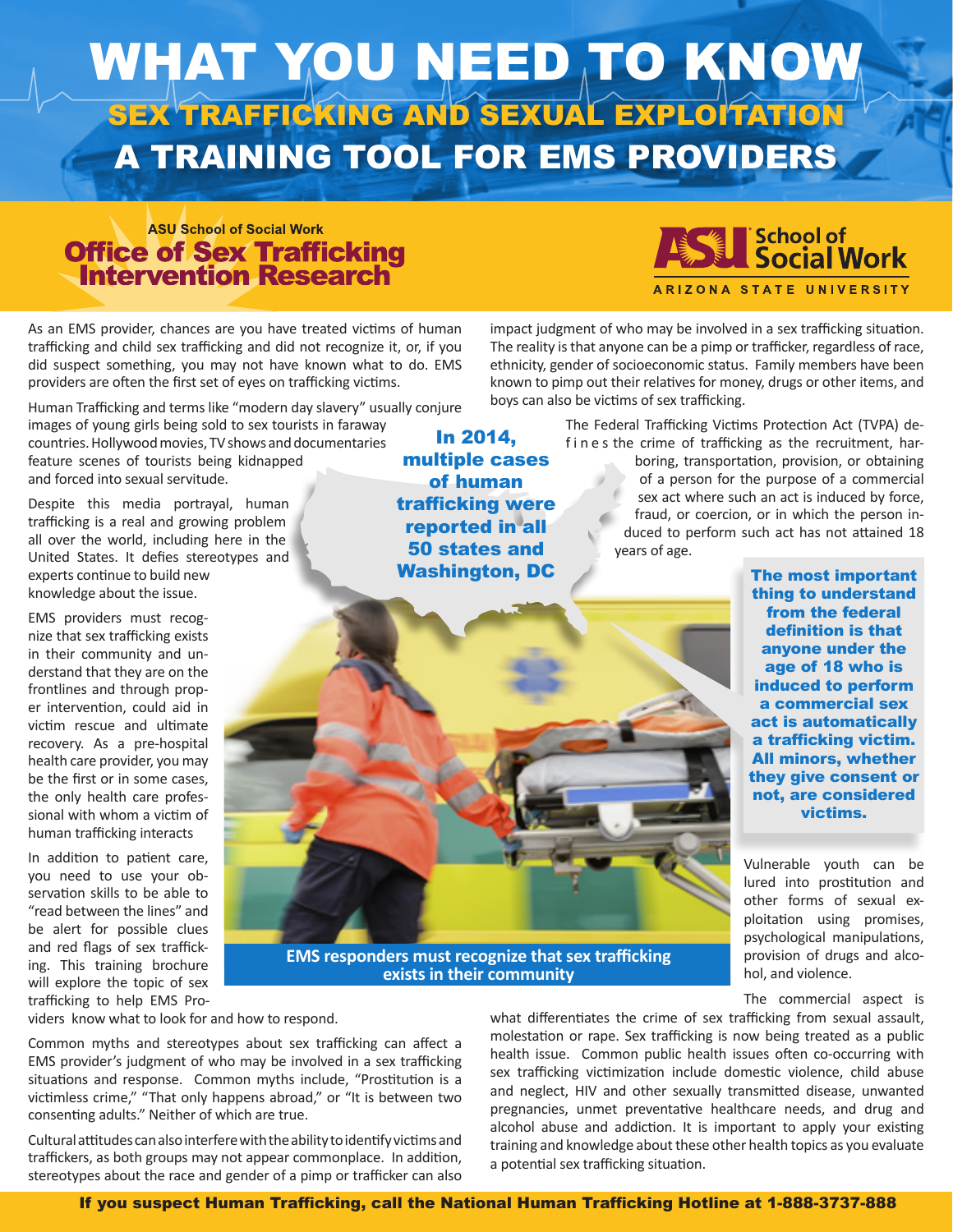# WHAT YOU NEED TO KNOW

## SEX TRAFFICKING AND SEXUAL EXPLOITATION

## A TRAINING TOOL FOR EMS PROVIDERS

ASU School of Social Work
**Office of Sex Trafficking Intervention Research**

ASU School of Social Work
ARIZONA STATE UNIVERSITY

As an EMS provider, chances are you have treated victims of human trafficking and child sex trafficking and did not recognize it, or, if you did suspect something, you may not have known what to do. EMS providers are often the first set of eyes on trafficking victims.

Human Trafficking and terms like "modern day slavery" usually conjure images of young girls being sold to sex tourists in faraway countries. Hollywood movies, TV shows and documentaries feature scenes of tourists being kidnapped and forced into sexual servitude.

Despite this media portrayal, human trafficking is a real and growing problem all over the world, including here in the United States. It defies stereotypes and experts continue to build new knowledge about the issue.

EMS providers must recognize that sex trafficking exists in their community and understand that they are on the frontlines and through proper intervention, could aid in victim rescue and ultimate recovery. As a pre-hospital health care provider, you may be the first or in some cases, the only health care professional with whom a victim of human trafficking interacts

In addition to patient care, you need to use your observation skills to be able to "read between the lines" and be alert for possible clues and red flags of sex trafficking. This training brochure will explore the topic of sex trafficking to help EMS Providers know what to look for and how to respond.

Common myths and stereotypes about sex trafficking can affect a EMS provider's judgment of who may be involved in a sex trafficking situations and response. Common myths include, "Prostitution is a victimless crime," "That only happens abroad," or "It is between two consenting adults." Neither of which are true.

Cultural attitudes can also interfere with the ability to identify victims and traffickers, as both groups may not appear commonplace. In addition, stereotypes about the race and gender of a pimp or trafficker can also impact judgment of who may be involved in a sex trafficking situation. The reality is that anyone can be a pimp or trafficker, regardless of race, ethnicity, gender of socioeconomic status. Family members have been known to pimp out their relatives for money, drugs or other items, and boys can also be victims of sex trafficking.

**In 2014, multiple cases of human trafficking were reported in all 50 states and Washington, DC**

The Federal Trafficking Victims Protection Act (TVPA) defines the crime of trafficking as the recruitment, harboring, transportation, provision, or obtaining of a person for the purpose of a commercial sex act where such an act is induced by force, fraud, or coercion, or in which the person induced to perform such act has not attained 18 years of age.

**The most important thing to understand from the federal definition is that anyone under the age of 18 who is induced to perform a commercial sex act is automatically a trafficking victim. All minors, whether they give consent or not, are considered victims.**

**EMS responders must recognize that sex trafficking exists in their community**

Vulnerable youth can be lured into prostitution and other forms of sexual exploitation using promises, psychological manipulations, provision of drugs and alcohol, and violence.

The commercial aspect is what differentiates the crime of sex trafficking from sexual assault, molestation or rape. Sex trafficking is now being treated as a public health issue. Common public health issues often co-occurring with sex trafficking victimization include domestic violence, child abuse and neglect, HIV and other sexually transmitted disease, unwanted pregnancies, unmet preventative healthcare needs, and drug and alcohol abuse and addiction. It is important to apply your existing training and knowledge about these other health topics as you evaluate a potential sex trafficking situation.

**If you suspect Human Trafficking, call the National Human Trafficking Hotline at 1-888-3737-888**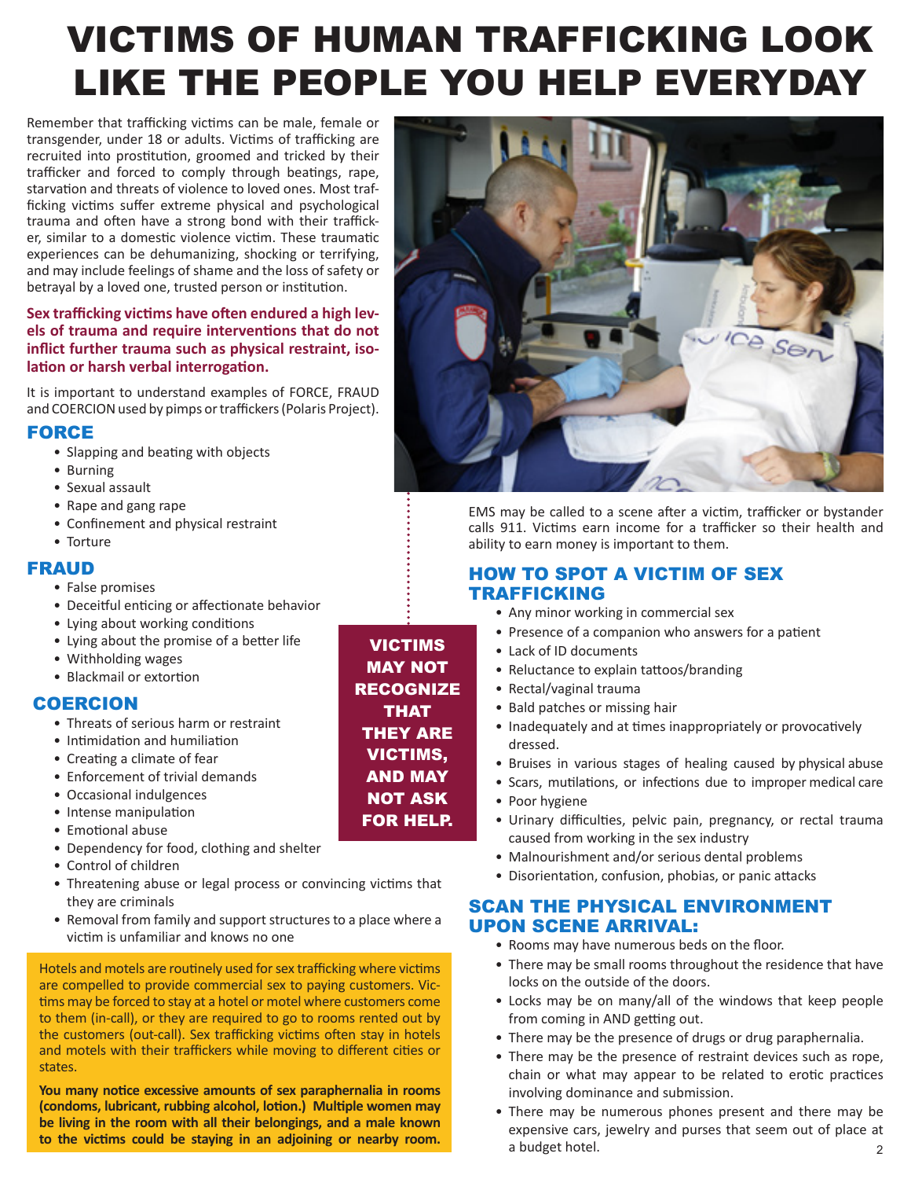# VICTIMS OF HUMAN TRAFFICKING LOOK LIKE THE PEOPLE YOU HELP EVERYDAY

Remember that trafficking victims can be male, female or transgender, under 18 or adults. Victims of trafficking are recruited into prostitution, groomed and tricked by their trafficker and forced to comply through beatings, rape, starvation and threats of violence to loved ones. Most trafficking victims suffer extreme physical and psychological trauma and often have a strong bond with their trafficker, similar to a domestic violence victim. These traumatic experiences can be dehumanizing, shocking or terrifying, and may include feelings of shame and the loss of safety or betrayal by a loved one, trusted person or institution.

**Sex trafficking victims have often endured a high levels of trauma and require interventions that do not inflict further trauma such as physical restraint, isolation or harsh verbal interrogation.**

It is important to understand examples of FORCE, FRAUD and COERCION used by pimps or traffickers (Polaris Project).

## FORCE

- Slapping and beating with objects
- Burning
- Sexual assault
- Rape and gang rape
- Confinement and physical restraint
- Torture

## FRAUD

- False promises
- Deceitful enticing or affectionate behavior
- Lying about working conditions
- Lying about the promise of a better life
- Withholding wages
- Blackmail or extortion

## COERCION

- Threats of serious harm or restraint
- Intimidation and humiliation
- Creating a climate of fear
- Enforcement of trivial demands
- Occasional indulgences
- Intense manipulation
- Emotional abuse
- Dependency for food, clothing and shelter
- Control of children
- Threatening abuse or legal process or convincing victims that they are criminals
- Removal from family and support structures to a place where a victim is unfamiliar and knows no one

**VICTIMS MAY NOT RECOGNIZE THAT THEY ARE VICTIMS, AND MAY NOT ASK FOR HELP.**

Hotels and motels are routinely used for sex trafficking where victims are compelled to provide commercial sex to paying customers. Victims may be forced to stay at a hotel or motel where customers come to them (in-call), or they are required to go to rooms rented out by the customers (out-call). Sex trafficking victims often stay in hotels and motels with their traffickers while moving to different cities or states.

**You many notice excessive amounts of sex paraphernalia in rooms (condoms, lubricant, rubbing alcohol, lotion.) Multiple women may be living in the room with all their belongings, and a male known to the victims could be staying in an adjoining or nearby room.**

EMS may be called to a scene after a victim, trafficker or bystander calls 911. Victims earn income for a trafficker so their health and ability to earn money is important to them.

## HOW TO SPOT A VICTIM OF SEX TRAFFICKING

- Any minor working in commercial sex
- Presence of a companion who answers for a patient
- Lack of ID documents
- Reluctance to explain tattoos/branding
- Rectal/vaginal trauma
- Bald patches or missing hair
- Inadequately and at times inappropriately or provocatively dressed.
- Bruises in various stages of healing caused by physical abuse
- Scars, mutilations, or infections due to improper medical care
- Poor hygiene
- Urinary difficulties, pelvic pain, pregnancy, or rectal trauma caused from working in the sex industry
- Malnourishment and/or serious dental problems
- Disorientation, confusion, phobias, or panic attacks

## SCAN THE PHYSICAL ENVIRONMENT UPON SCENE ARRIVAL:

- Rooms may have numerous beds on the floor.
- There may be small rooms throughout the residence that have locks on the outside of the doors.
- Locks may be on many/all of the windows that keep people from coming in AND getting out.
- There may be the presence of drugs or drug paraphernalia.
- There may be the presence of restraint devices such as rope, chain or what may appear to be related to erotic practices involving dominance and submission.
- There may be numerous phones present and there may be expensive cars, jewelry and purses that seem out of place at a budget hotel.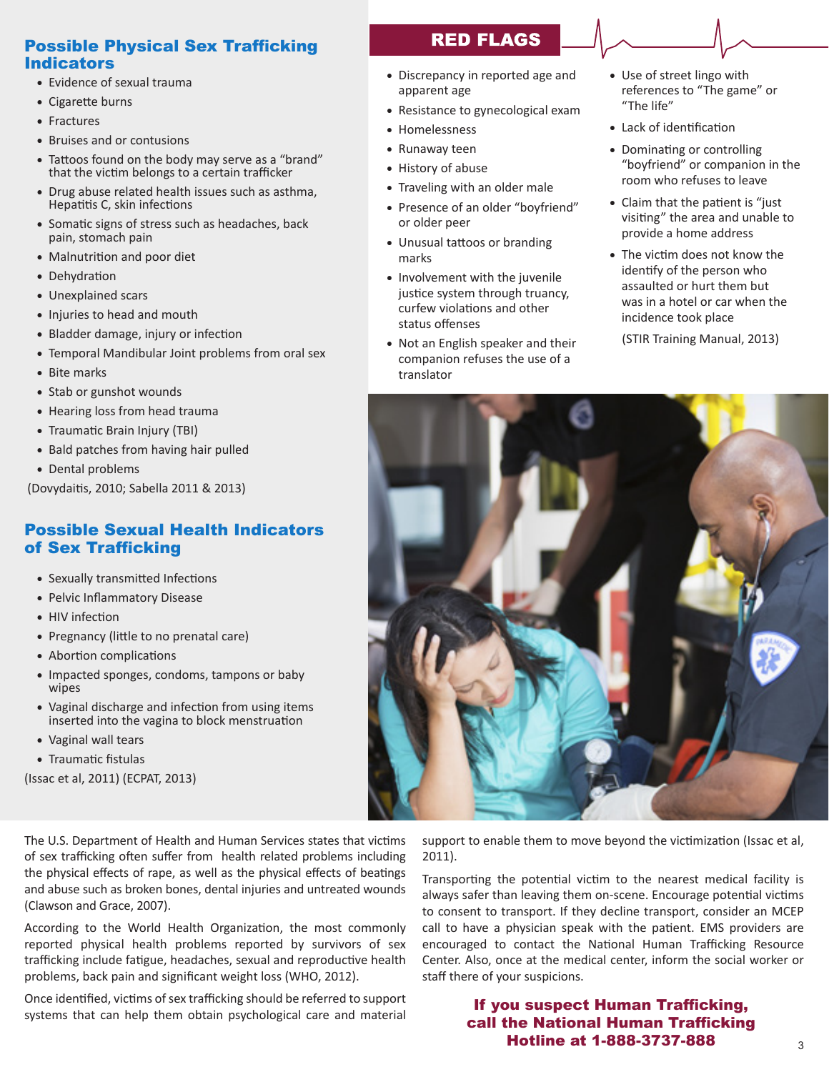## Possible Physical Sex Trafficking Indicators

- Evidence of sexual trauma
- Cigarette burns
- Fractures
- Bruises and or contusions
- Tattoos found on the body may serve as a "brand" that the victim belongs to a certain trafficker
- Drug abuse related health issues such as asthma, Hepatitis C, skin infections
- Somatic signs of stress such as headaches, back pain, stomach pain
- Malnutrition and poor diet
- Dehydration
- Unexplained scars
- Injuries to head and mouth
- Bladder damage, injury or infection
- Temporal Mandibular Joint problems from oral sex
- Bite marks
- Stab or gunshot wounds
- Hearing loss from head trauma
- Traumatic Brain Injury (TBI)
- Bald patches from having hair pulled
- Dental problems

(Dovydaitis, 2010; Sabella 2011 & 2013)

## Possible Sexual Health Indicators of Sex Trafficking

- Sexually transmitted Infections
- Pelvic Inflammatory Disease
- HIV infection
- Pregnancy (little to no prenatal care)
- Abortion complications
- Impacted sponges, condoms, tampons or baby wipes
- Vaginal discharge and infection from using items inserted into the vagina to block menstruation
- Vaginal wall tears
- Traumatic fistulas

(Issac et al, 2011) (ECPAT, 2013)

## RED FLAGS

- Discrepancy in reported age and apparent age
- Resistance to gynecological exam
- Homelessness
- Runaway teen
- History of abuse
- Traveling with an older male
- Presence of an older "boyfriend" or older peer
- Unusual tattoos or branding marks
- Involvement with the juvenile justice system through truancy, curfew violations and other status offenses
- Not an English speaker and their companion refuses the use of a translator
- Use of street lingo with references to "The game" or "The life"
- Lack of identification
- Dominating or controlling "boyfriend" or companion in the room who refuses to leave
- Claim that the patient is "just visiting" the area and unable to provide a home address
- The victim does not know the identify of the person who assaulted or hurt them but was in a hotel or car when the incidence took place

(STIR Training Manual, 2013)

The U.S. Department of Health and Human Services states that victims of sex trafficking often suffer from health related problems including the physical effects of rape, as well as the physical effects of beatings and abuse such as broken bones, dental injuries and untreated wounds (Clawson and Grace, 2007).

According to the World Health Organization, the most commonly reported physical health problems reported by survivors of sex trafficking include fatigue, headaches, sexual and reproductive health problems, back pain and significant weight loss (WHO, 2012).

Once identified, victims of sex trafficking should be referred to support systems that can help them obtain psychological care and material support to enable them to move beyond the victimization (Issac et al, 2011).

Transporting the potential victim to the nearest medical facility is always safer than leaving them on-scene. Encourage potential victims to consent to transport. If they decline transport, consider an MCEP call to have a physician speak with the patient. EMS providers are encouraged to contact the National Human Trafficking Resource Center. Also, once at the medical center, inform the social worker or staff there of your suspicions.

**If you suspect Human Trafficking, call the National Human Trafficking Hotline at 1-888-3737-888**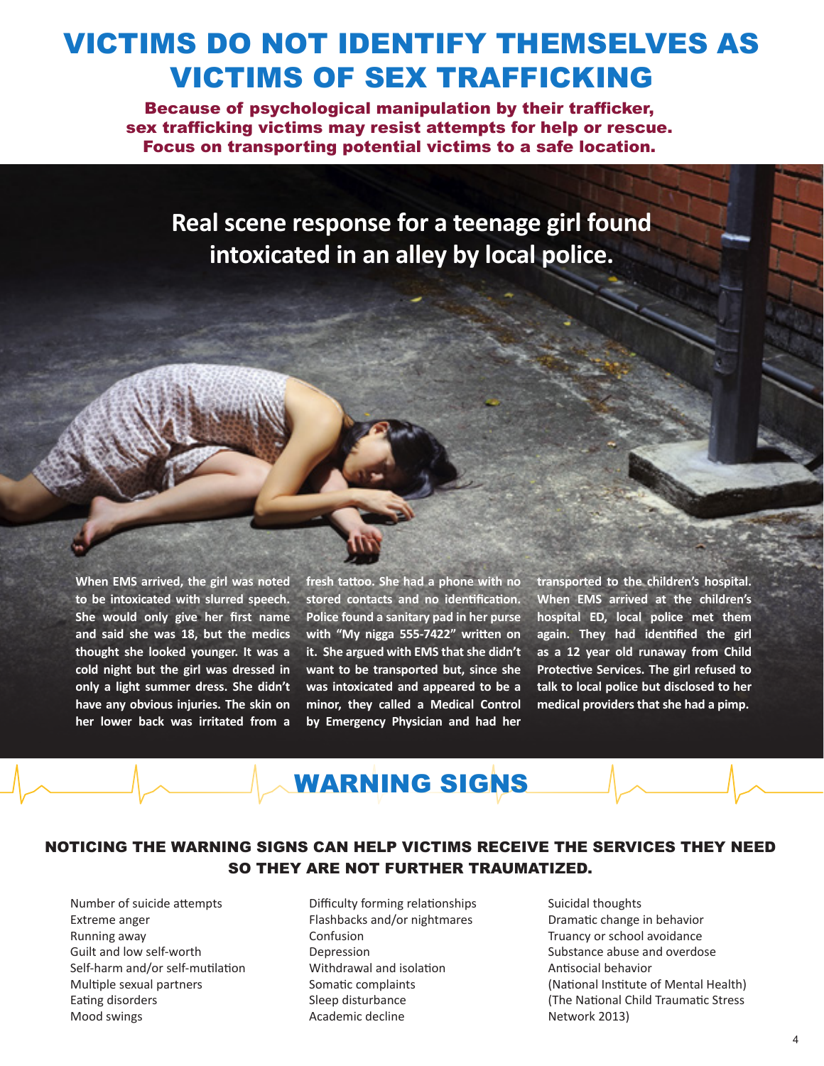# VICTIMS DO NOT IDENTIFY THEMSELVES AS VICTIMS OF SEX TRAFFICKING

**Because of psychological manipulation by their trafficker, sex trafficking victims may resist attempts for help or rescue. Focus on transporting potential victims to a safe location.**

## Real scene response for a teenage girl found intoxicated in an alley by local police.

**When EMS arrived, the girl was noted to be intoxicated with slurred speech. She would only give her first name and said she was 18, but the medics thought she looked younger. It was a cold night but the girl was dressed in only a light summer dress. She didn't have any obvious injuries. The skin on her lower back was irritated from a fresh tattoo. She had a phone with no stored contacts and no identification. Police found a sanitary pad in her purse with "My nigga 555-7422" written on it. She argued with EMS that she didn't want to be transported but, since she was intoxicated and appeared to be a minor, they called a Medical Control by Emergency Physician and had her transported to the children's hospital. When EMS arrived at the children's hospital ED, local police met them again. They had identified the girl as a 12 year old runaway from Child Protective Services. The girl refused to talk to local police but disclosed to her medical providers that she had a pimp.**

# WARNING SIGNS

### NOTICING THE WARNING SIGNS CAN HELP VICTIMS RECEIVE THE SERVICES THEY NEED SO THEY ARE NOT FURTHER TRAUMATIZED.

- Number of suicide attempts
- Extreme anger
- Running away
- Guilt and low self-worth
- Self-harm and/or self-mutilation
- Multiple sexual partners
- Eating disorders
- Mood swings
- Difficulty forming relationships
- Flashbacks and/or nightmares
- Confusion
- Depression
- Withdrawal and isolation
- Somatic complaints
- Sleep disturbance
- Academic decline
- Suicidal thoughts
- Dramatic change in behavior
- Truancy or school avoidance
- Substance abuse and overdose
- Antisocial behavior

(National Institute of Mental Health)
(The National Child Traumatic Stress Network 2013)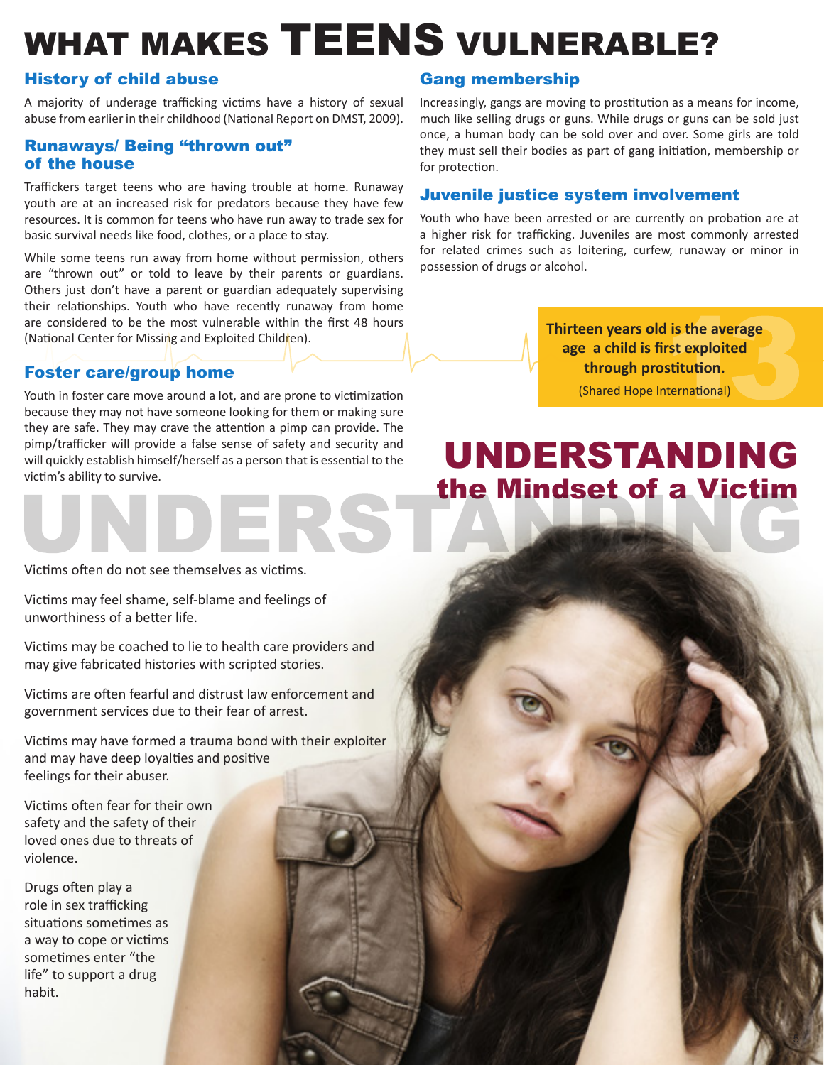# WHAT MAKES TEENS VULNERABLE?

## History of child abuse

A majority of underage trafficking victims have a history of sexual abuse from earlier in their childhood (National Report on DMST, 2009).

## Runaways/ Being "thrown out" of the house

Traffickers target teens who are having trouble at home. Runaway youth are at an increased risk for predators because they have few resources. It is common for teens who have run away to trade sex for basic survival needs like food, clothes, or a place to stay.

While some teens run away from home without permission, others are "thrown out" or told to leave by their parents or guardians. Others just don't have a parent or guardian adequately supervising their relationships. Youth who have recently runaway from home are considered to be the most vulnerable within the first 48 hours (National Center for Missing and Exploited Children).

## Foster care/group home

Youth in foster care move around a lot, and are prone to victimization because they may not have someone looking for them or making sure they are safe. They may crave the attention a pimp can provide. The pimp/trafficker will provide a false sense of safety and security and will quickly establish himself/herself as a person that is essential to the victim's ability to survive.

## Gang membership

Increasingly, gangs are moving to prostitution as a means for income, much like selling drugs or guns. While drugs or guns can be sold just once, a human body can be sold over and over. Some girls are told they must sell their bodies as part of gang initiation, membership or for protection.

## Juvenile justice system involvement

Youth who have been arrested or are currently on probation are at a higher risk for trafficking. Juveniles are most commonly arrested for related crimes such as loitering, curfew, runaway or minor in possession of drugs or alcohol.

**Thirteen years old is the average age a child is first exploited through prostitution.**
(Shared Hope International)

# UNDERSTANDING the Mindset of a Victim

Victims often do not see themselves as victims.

Victims may feel shame, self-blame and feelings of unworthiness of a better life.

Victims may be coached to lie to health care providers and may give fabricated histories with scripted stories.

Victims are often fearful and distrust law enforcement and government services due to their fear of arrest.

Victims may have formed a trauma bond with their exploiter and may have deep loyalties and positive feelings for their abuser.

Victims often fear for their own safety and the safety of their loved ones due to threats of violence.

Drugs often play a role in sex trafficking situations sometimes as a way to cope or victims sometimes enter "the life" to support a drug habit.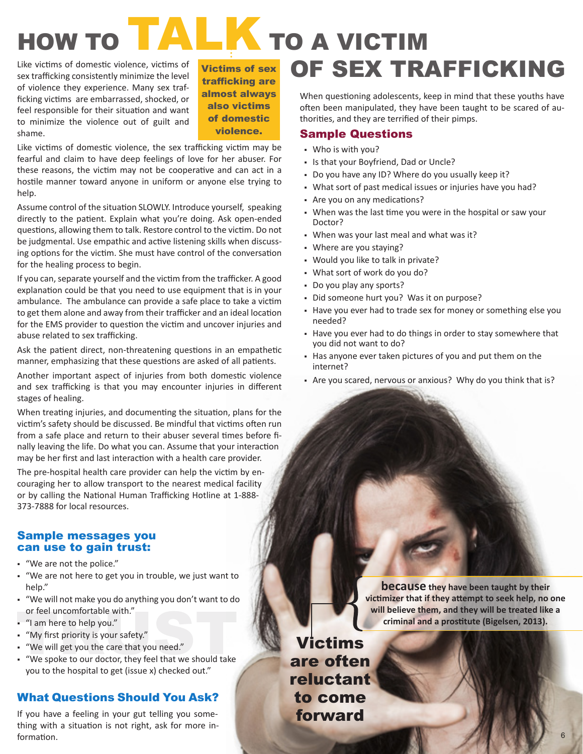# HOW TO TALK TO A VICTIM OF SEX TRAFFICKING

Like victims of domestic violence, victims of sex trafficking consistently minimize the level of violence they experience. Many sex trafficking victims are embarrassed, shocked, or feel responsible for their situation and want to minimize the violence out of guilt and shame.

**Victims of sex trafficking are almost always also victims of domestic violence.**

Like victims of domestic violence, the sex trafficking victim may be fearful and claim to have deep feelings of love for her abuser. For these reasons, the victim may not be cooperative and can act in a hostile manner toward anyone in uniform or anyone else trying to help.

Assume control of the situation SLOWLY. Introduce yourself, speaking directly to the patient. Explain what you're doing. Ask open-ended questions, allowing them to talk. Restore control to the victim. Do not be judgmental. Use empathic and active listening skills when discussing options for the victim. She must have control of the conversation for the healing process to begin.

If you can, separate yourself and the victim from the trafficker. A good explanation could be that you need to use equipment that is in your ambulance. The ambulance can provide a safe place to take a victim to get them alone and away from their trafficker and an ideal location for the EMS provider to question the victim and uncover injuries and abuse related to sex trafficking.

Ask the patient direct, non-threatening questions in an empathetic manner, emphasizing that these questions are asked of all patients.

Another important aspect of injuries from both domestic violence and sex trafficking is that you may encounter injuries in different stages of healing.

When treating injuries, and documenting the situation, plans for the victim's safety should be discussed. Be mindful that victims often run from a safe place and return to their abuser several times before finally leaving the life. Do what you can. Assume that your interaction may be her first and last interaction with a health care provider.

The pre-hospital health care provider can help the victim by encouraging her to allow transport to the nearest medical facility or by calling the National Human Trafficking Hotline at 1-888-373-7888 for local resources.

## Sample messages you can use to gain trust:

- "We are not the police."
- "We are not here to get you in trouble, we just want to help."
- "We will not make you do anything you don't want to do or feel uncomfortable with."
- "I am here to help you."
- "My first priority is your safety."
- "We will get you the care that you need."
- "We spoke to our doctor, they feel that we should take you to the hospital to get (issue x) checked out."

## What Questions Should You Ask?

If you have a feeling in your gut telling you something with a situation is not right, ask for more information.

When questioning adolescents, keep in mind that these youths have often been manipulated, they have been taught to be scared of authorities, and they are terrified of their pimps.

## Sample Questions

- Who is with you?
- Is that your Boyfriend, Dad or Uncle?
- Do you have any ID? Where do you usually keep it?
- What sort of past medical issues or injuries have you had?
- Are you on any medications?
- When was the last time you were in the hospital or saw your Doctor?
- When was your last meal and what was it?
- Where are you staying?
- Would you like to talk in private?
- What sort of work do you do?
- Do you play any sports?
- Did someone hurt you? Was it on purpose?
- Have you ever had to trade sex for money or something else you needed?
- Have you ever had to do things in order to stay somewhere that you did not want to do?
- Has anyone ever taken pictures of you and put them on the internet?
- Are you scared, nervous or anxious? Why do you think that is?

**Victims are often reluctant to come forward** **because they have been taught by their victimizer that if they attempt to seek help, no one will believe them, and they will be treated like a criminal and a prostitute (Bigelsen, 2013).**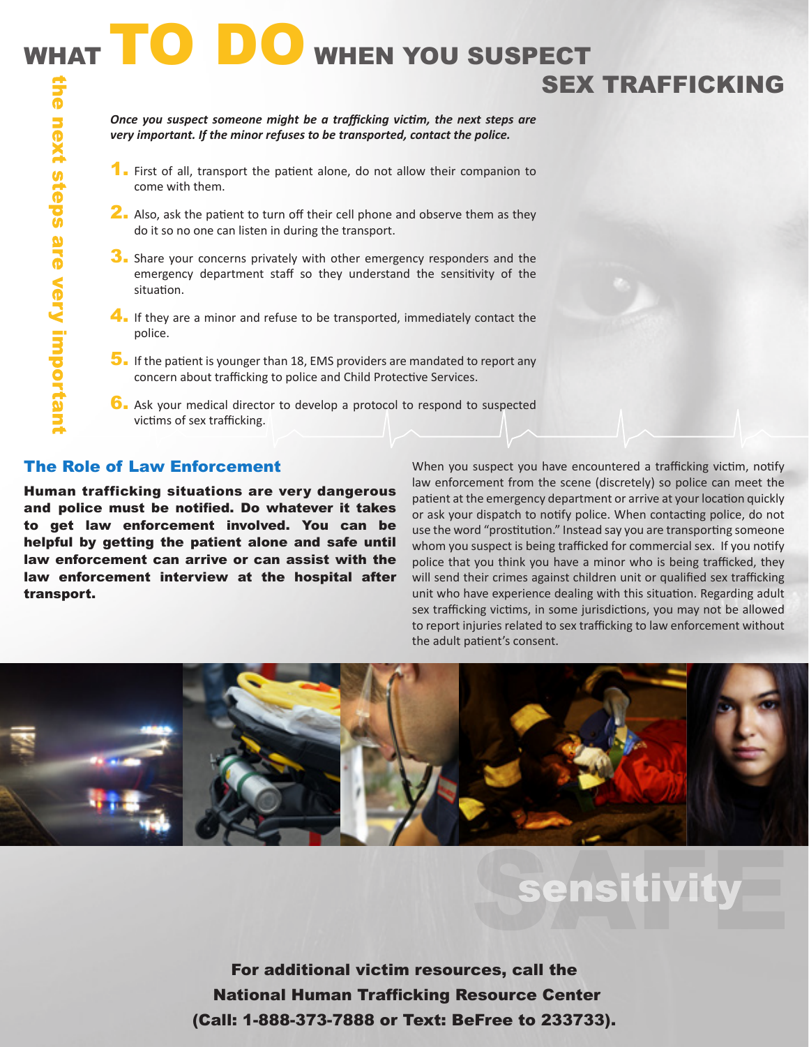# WHAT TO DO WHEN YOU SUSPECT SEX TRAFFICKING

the next steps are very important

***Once you suspect someone might be a trafficking victim, the next steps are very important. If the minor refuses to be transported, contact the police.***

1. First of all, transport the patient alone, do not allow their companion to come with them.
2. Also, ask the patient to turn off their cell phone and observe them as they do it so no one can listen in during the transport.
3. Share your concerns privately with other emergency responders and the emergency department staff so they understand the sensitivity of the situation.
4. If they are a minor and refuse to be transported, immediately contact the police.
5. If the patient is younger than 18, EMS providers are mandated to report any concern about trafficking to police and Child Protective Services.
6. Ask your medical director to develop a protocol to respond to suspected victims of sex trafficking.

## The Role of Law Enforcement

**Human trafficking situations are very dangerous and police must be notified. Do whatever it takes to get law enforcement involved. You can be helpful by getting the patient alone and safe until law enforcement can arrive or can assist with the law enforcement interview at the hospital after transport.**

When you suspect you have encountered a trafficking victim, notify law enforcement from the scene (discretely) so police can meet the patient at the emergency department or arrive at your location quickly or ask your dispatch to notify police. When contacting police, do not use the word "prostitution." Instead say you are transporting someone whom you suspect is being trafficked for commercial sex. If you notify police that you think you have a minor who is being trafficked, they will send their crimes against children unit or qualified sex trafficking unit who have experience dealing with this situation. Regarding adult sex trafficking victims, in some jurisdictions, you may not be allowed to report injuries related to sex trafficking to law enforcement without the adult patient's consent.

SAFE sensitivity

**For additional victim resources, call the National Human Trafficking Resource Center (Call: 1-888-373-7888 or Text: BeFree to 233733).**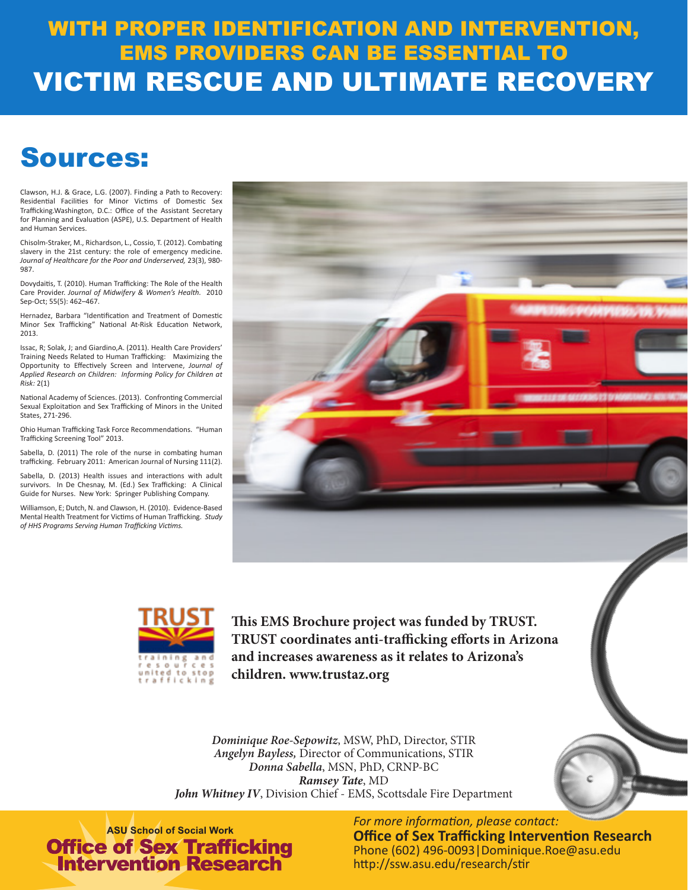# WITH PROPER IDENTIFICATION AND INTERVENTION, EMS PROVIDERS CAN BE ESSENTIAL TO VICTIM RESCUE AND ULTIMATE RECOVERY

## Sources:

Clawson, H.J. & Grace, L.G. (2007). Finding a Path to Recovery: Residential Facilities for Minor Victims of Domestic Sex Trafficking.Washington, D.C.: Office of the Assistant Secretary for Planning and Evaluation (ASPE), U.S. Department of Health and Human Services.

Chisolm-Straker, M., Richardson, L., Cossio, T. (2012). Combating slavery in the 21st century: the role of emergency medicine. *Journal of Healthcare for the Poor and Underserved,* 23(3), 980-987.

Dovydaitis, T. (2010). Human Trafficking: The Role of the Health Care Provider. *Journal of Midwifery & Women's Health.* 2010 Sep-Oct; 55(5): 462–467.

Hernadez, Barbara "Identification and Treatment of Domestic Minor Sex Trafficking" National At-Risk Education Network, 2013.

Issac, R; Solak, J; and Giardino,A. (2011). Health Care Providers' Training Needs Related to Human Trafficking: Maximizing the Opportunity to Effectively Screen and Intervene, *Journal of Applied Research on Children: Informing Policy for Children at Risk:* 2(1)

National Academy of Sciences. (2013). Confronting Commercial Sexual Exploitation and Sex Trafficking of Minors in the United States, 271-296.

Ohio Human Trafficking Task Force Recommendations. "Human Trafficking Screening Tool" 2013.

Sabella, D. (2011) The role of the nurse in combating human trafficking. February 2011: American Journal of Nursing 111(2).

Sabella, D. (2013) Health issues and interactions with adult survivors. In De Chesnay, M. (Ed.) Sex Trafficking: A Clinical Guide for Nurses. New York: Springer Publishing Company.

Williamson, E; Dutch, N. and Clawson, H. (2010). Evidence-Based Mental Health Treatment for Victims of Human Trafficking. *Study of HHS Programs Serving Human Trafficking Victims.*

TRUST — training and resources united to stop trafficking

**This EMS Brochure project was funded by TRUST. TRUST coordinates anti-trafficking efforts in Arizona and increases awareness as it relates to Arizona's children. www.trustaz.org**

***Dominique Roe-Sepowitz***, MSW, PhD, Director, STIR
***Angelyn Bayless,*** Director of Communications, STIR
***Donna Sabella***, MSN, PhD, CRNP-BC
***Ramsey Tate***, MD
***John Whitney IV***, Division Chief - EMS, Scottsdale Fire Department

ASU School of Social Work
**Office of Sex Trafficking Intervention Research**

*For more information, please contact:*
**Office of Sex Trafficking Intervention Research**
Phone (602) 496-0093|Dominique.Roe@asu.edu
http://ssw.asu.edu/research/stir